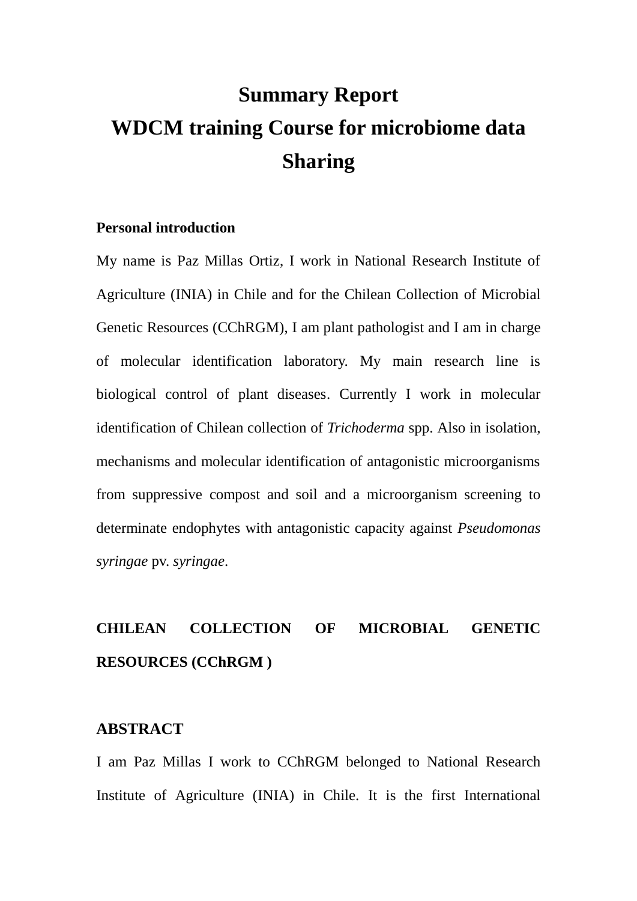# Summary Report
# WDCM training Course for microbiome data Sharing

**Personal introduction**

My name is Paz Millas Ortiz, I work in National Research Institute of Agriculture (INIA) in Chile and for the Chilean Collection of Microbial Genetic Resources (CChRGM), I am plant pathologist and I am in charge of molecular identification laboratory. My main research line is biological control of plant diseases. Currently I work in molecular identification of Chilean collection of *Trichoderma* spp. Also in isolation, mechanisms and molecular identification of antagonistic microorganisms from suppressive compost and soil and a microorganism screening to determinate endophytes with antagonistic capacity against *Pseudomonas syringae* pv. *syringae*.

## CHILEAN COLLECTION OF MICROBIAL GENETIC RESOURCES (CChRGM )

## ABSTRACT

I am Paz Millas I work to CChRGM belonged to National Research Institute of Agriculture (INIA) in Chile. It is the first International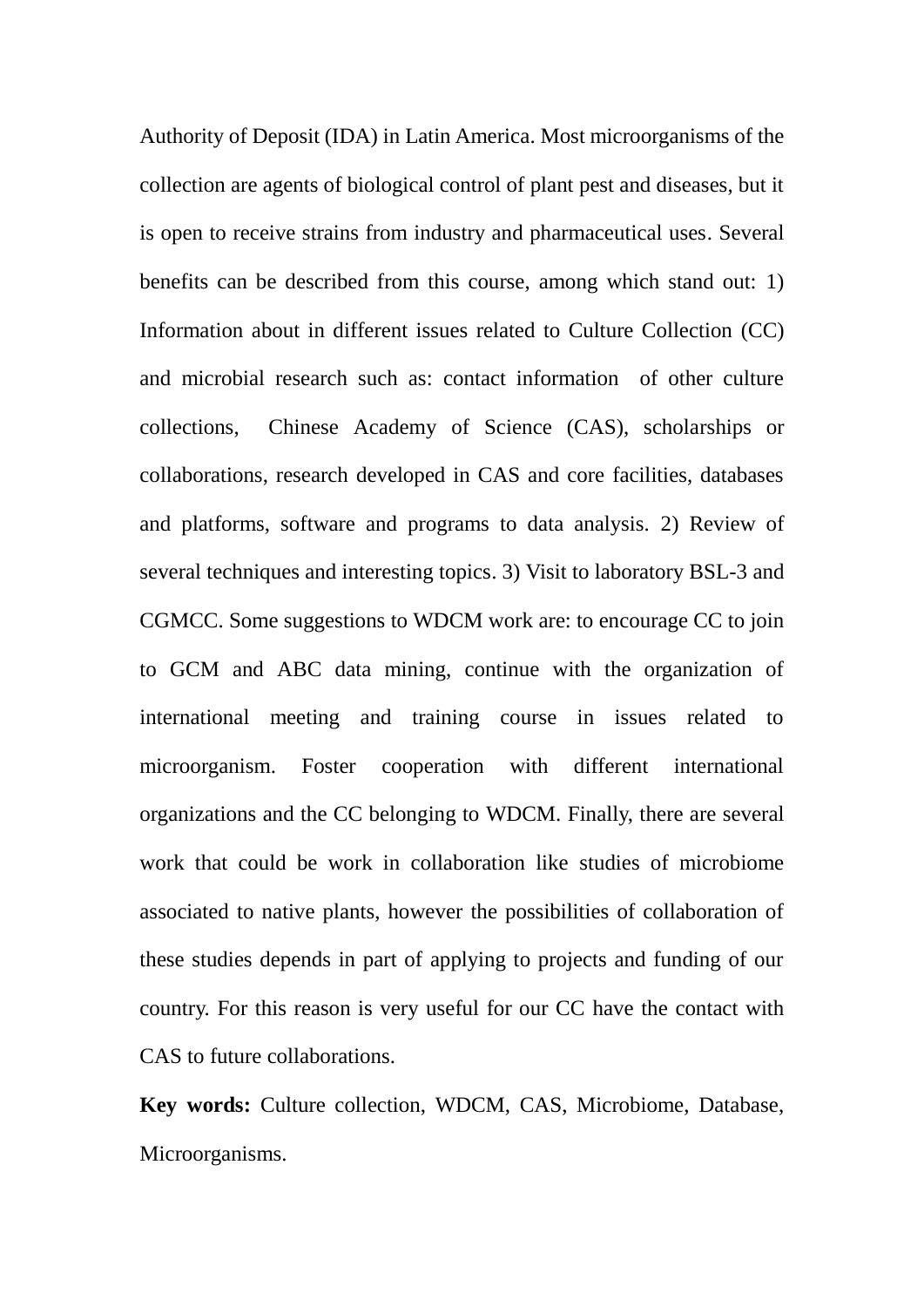Authority of Deposit (IDA) in Latin America. Most microorganisms of the collection are agents of biological control of plant pest and diseases, but it is open to receive strains from industry and pharmaceutical uses. Several benefits can be described from this course, among which stand out: 1) Information about in different issues related to Culture Collection (CC) and microbial research such as: contact information of other culture collections, Chinese Academy of Science (CAS), scholarships or collaborations, research developed in CAS and core facilities, databases and platforms, software and programs to data analysis. 2) Review of several techniques and interesting topics. 3) Visit to laboratory BSL-3 and CGMCC. Some suggestions to WDCM work are: to encourage CC to join to GCM and ABC data mining, continue with the organization of international meeting and training course in issues related to microorganism. Foster cooperation with different international organizations and the CC belonging to WDCM. Finally, there are several work that could be work in collaboration like studies of microbiome associated to native plants, however the possibilities of collaboration of these studies depends in part of applying to projects and funding of our country. For this reason is very useful for our CC have the contact with CAS to future collaborations.

**Key words:** Culture collection, WDCM, CAS, Microbiome, Database, Microorganisms.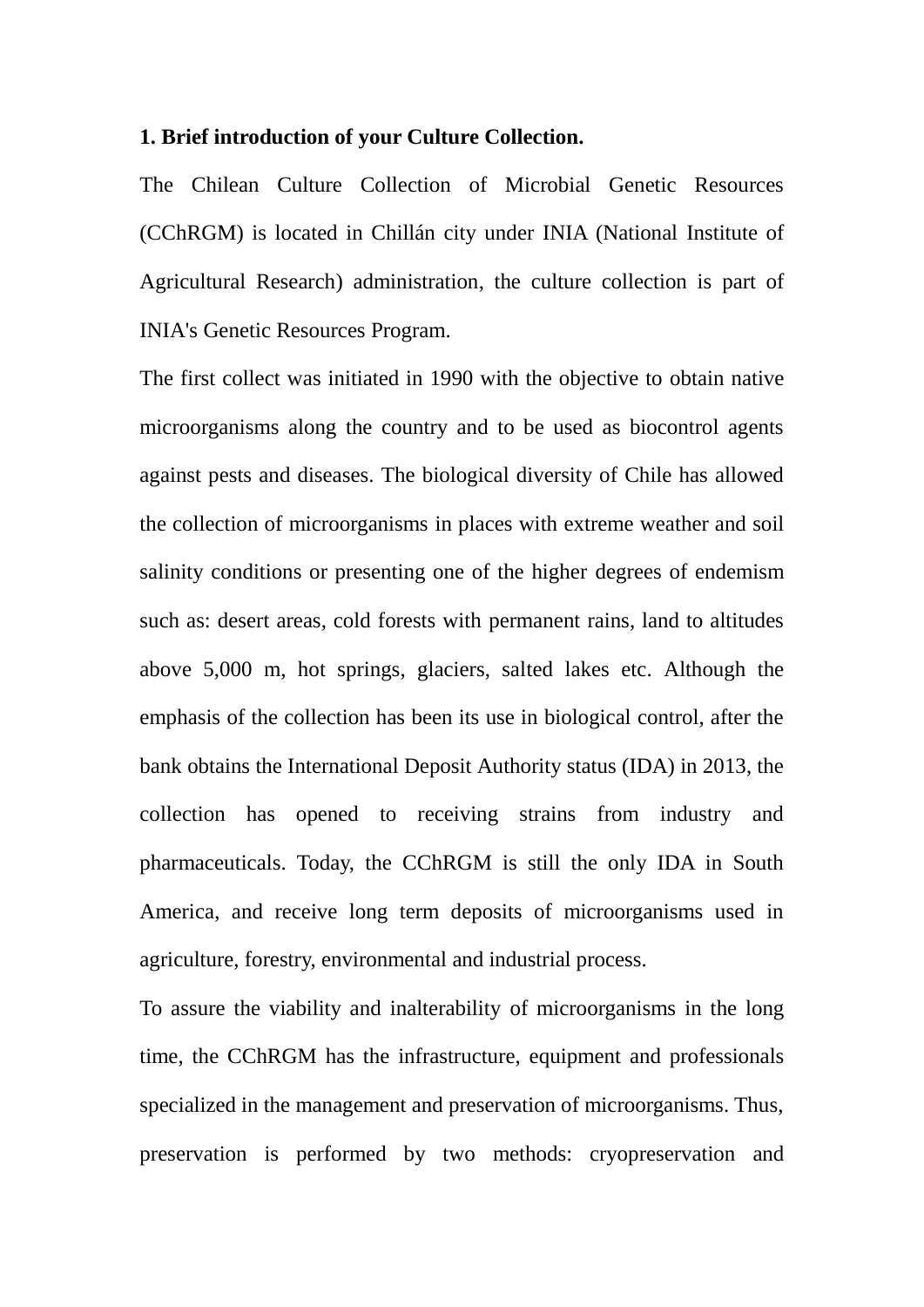**1. Brief introduction of your Culture Collection.**

The Chilean Culture Collection of Microbial Genetic Resources (CChRGM) is located in Chillán city under INIA (National Institute of Agricultural Research) administration, the culture collection is part of INIA's Genetic Resources Program.

The first collect was initiated in 1990 with the objective to obtain native microorganisms along the country and to be used as biocontrol agents against pests and diseases. The biological diversity of Chile has allowed the collection of microorganisms in places with extreme weather and soil salinity conditions or presenting one of the higher degrees of endemism such as: desert areas, cold forests with permanent rains, land to altitudes above 5,000 m, hot springs, glaciers, salted lakes etc. Although the emphasis of the collection has been its use in biological control, after the bank obtains the International Deposit Authority status (IDA) in 2013, the collection has opened to receiving strains from industry and pharmaceuticals. Today, the CChRGM is still the only IDA in South America, and receive long term deposits of microorganisms used in agriculture, forestry, environmental and industrial process.

To assure the viability and inalterability of microorganisms in the long time, the CChRGM has the infrastructure, equipment and professionals specialized in the management and preservation of microorganisms. Thus, preservation is performed by two methods: cryopreservation and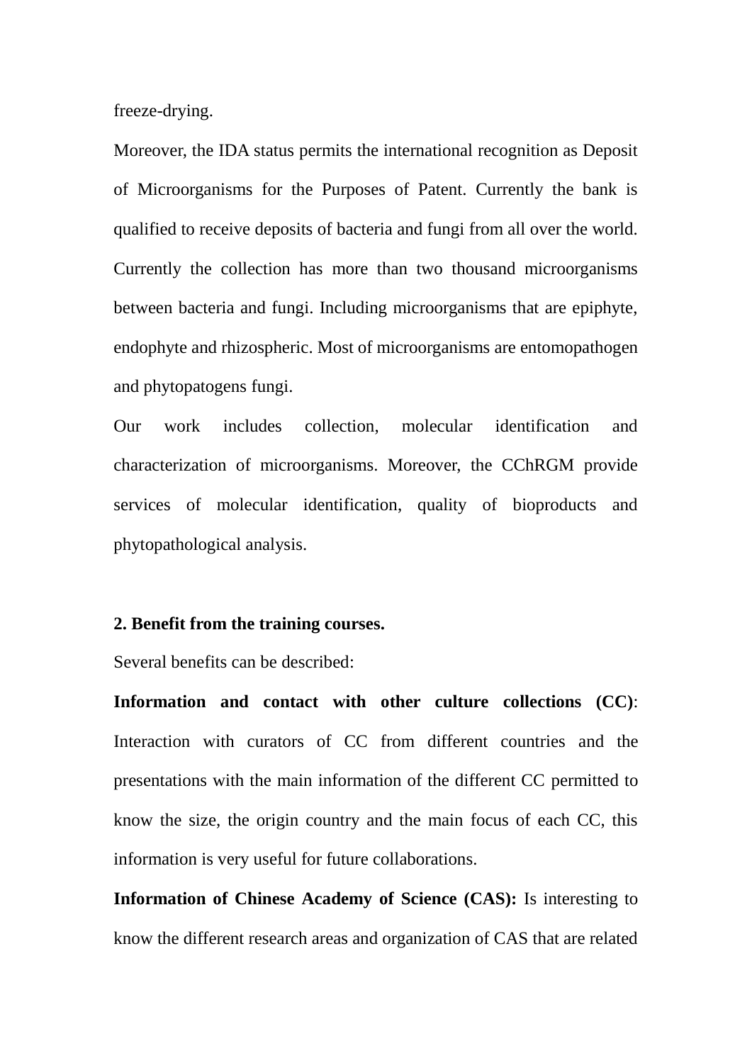freeze-drying.

Moreover, the IDA status permits the international recognition as Deposit of Microorganisms for the Purposes of Patent. Currently the bank is qualified to receive deposits of bacteria and fungi from all over the world. Currently the collection has more than two thousand microorganisms between bacteria and fungi. Including microorganisms that are epiphyte, endophyte and rhizospheric. Most of microorganisms are entomopathogen and phytopatogens fungi.

Our work includes collection, molecular identification and characterization of microorganisms. Moreover, the CChRGM provide services of molecular identification, quality of bioproducts and phytopathological analysis.

**2. Benefit from the training courses.**

Several benefits can be described:

**Information and contact with other culture collections (CC)**: Interaction with curators of CC from different countries and the presentations with the main information of the different CC permitted to know the size, the origin country and the main focus of each CC, this information is very useful for future collaborations.

**Information of Chinese Academy of Science (CAS):** Is interesting to know the different research areas and organization of CAS that are related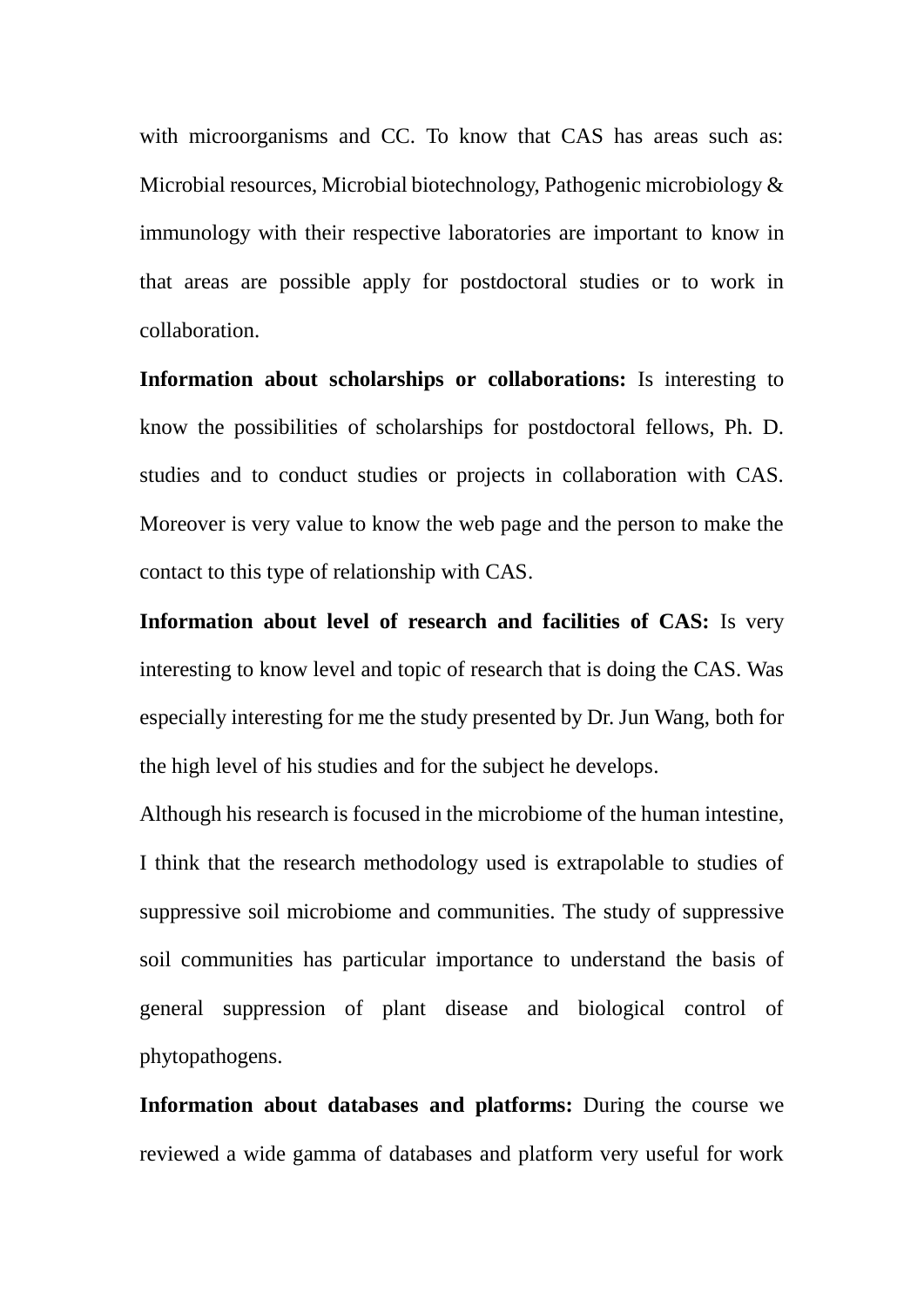with microorganisms and CC. To know that CAS has areas such as: Microbial resources, Microbial biotechnology, Pathogenic microbiology & immunology with their respective laboratories are important to know in that areas are possible apply for postdoctoral studies or to work in collaboration.

**Information about scholarships or collaborations:** Is interesting to know the possibilities of scholarships for postdoctoral fellows, Ph. D. studies and to conduct studies or projects in collaboration with CAS. Moreover is very value to know the web page and the person to make the contact to this type of relationship with CAS.

**Information about level of research and facilities of CAS:** Is very interesting to know level and topic of research that is doing the CAS. Was especially interesting for me the study presented by Dr. Jun Wang, both for the high level of his studies and for the subject he develops.

Although his research is focused in the microbiome of the human intestine, I think that the research methodology used is extrapolable to studies of suppressive soil microbiome and communities. The study of suppressive soil communities has particular importance to understand the basis of general suppression of plant disease and biological control of phytopathogens.

**Information about databases and platforms:** During the course we reviewed a wide gamma of databases and platform very useful for work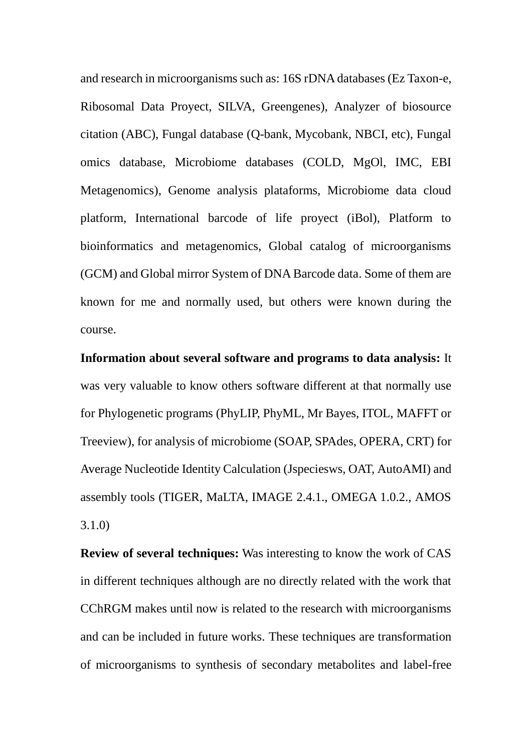and research in microorganisms such as: 16S rDNA databases (Ez Taxon-e, Ribosomal Data Proyect, SILVA, Greengenes), Analyzer of biosource citation (ABC), Fungal database (Q-bank, Mycobank, NBCI, etc), Fungal omics database, Microbiome databases (COLD, MgOl, IMC, EBI Metagenomics), Genome analysis plataforms, Microbiome data cloud platform, International barcode of life proyect (iBol), Platform to bioinformatics and metagenomics, Global catalog of microorganisms (GCM) and Global mirror System of DNA Barcode data. Some of them are known for me and normally used, but others were known during the course.

**Information about several software and programs to data analysis:** It was very valuable to know others software different at that normally use for Phylogenetic programs (PhyLIP, PhyML, Mr Bayes, ITOL, MAFFT or Treeview), for analysis of microbiome (SOAP, SPAdes, OPERA, CRT) for Average Nucleotide Identity Calculation (Jspeciesws, OAT, AutoAMI) and assembly tools (TIGER, MaLTA, IMAGE 2.4.1., OMEGA 1.0.2., AMOS 3.1.0)

**Review of several techniques:** Was interesting to know the work of CAS in different techniques although are no directly related with the work that CChRGM makes until now is related to the research with microorganisms and can be included in future works. These techniques are transformation of microorganisms to synthesis of secondary metabolites and label-free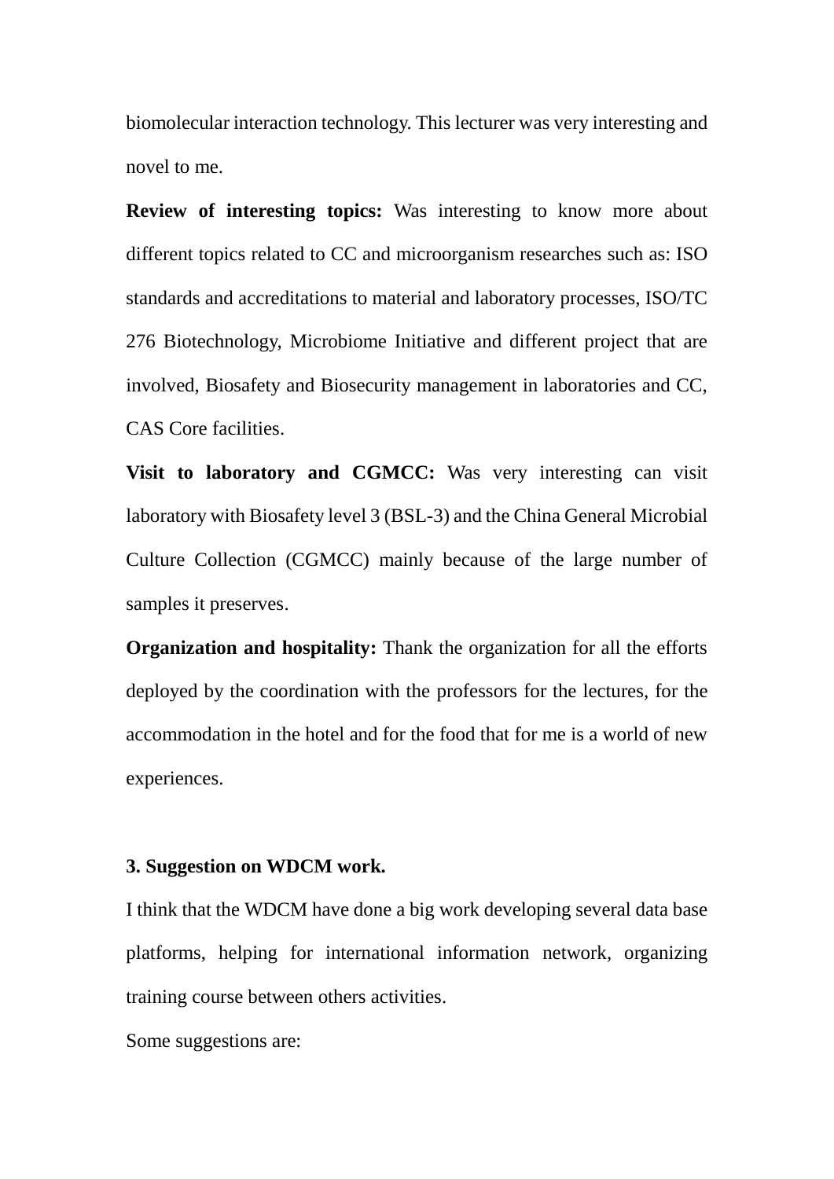biomolecular interaction technology. This lecturer was very interesting and novel to me.

**Review of interesting topics:** Was interesting to know more about different topics related to CC and microorganism researches such as: ISO standards and accreditations to material and laboratory processes, ISO/TC 276 Biotechnology, Microbiome Initiative and different project that are involved, Biosafety and Biosecurity management in laboratories and CC, CAS Core facilities.

**Visit to laboratory and CGMCC:** Was very interesting can visit laboratory with Biosafety level 3 (BSL-3) and the China General Microbial Culture Collection (CGMCC) mainly because of the large number of samples it preserves.

**Organization and hospitality:** Thank the organization for all the efforts deployed by the coordination with the professors for the lectures, for the accommodation in the hotel and for the food that for me is a world of new experiences.

### 3. Suggestion on WDCM work.

I think that the WDCM have done a big work developing several data base platforms, helping for international information network, organizing training course between others activities.

Some suggestions are: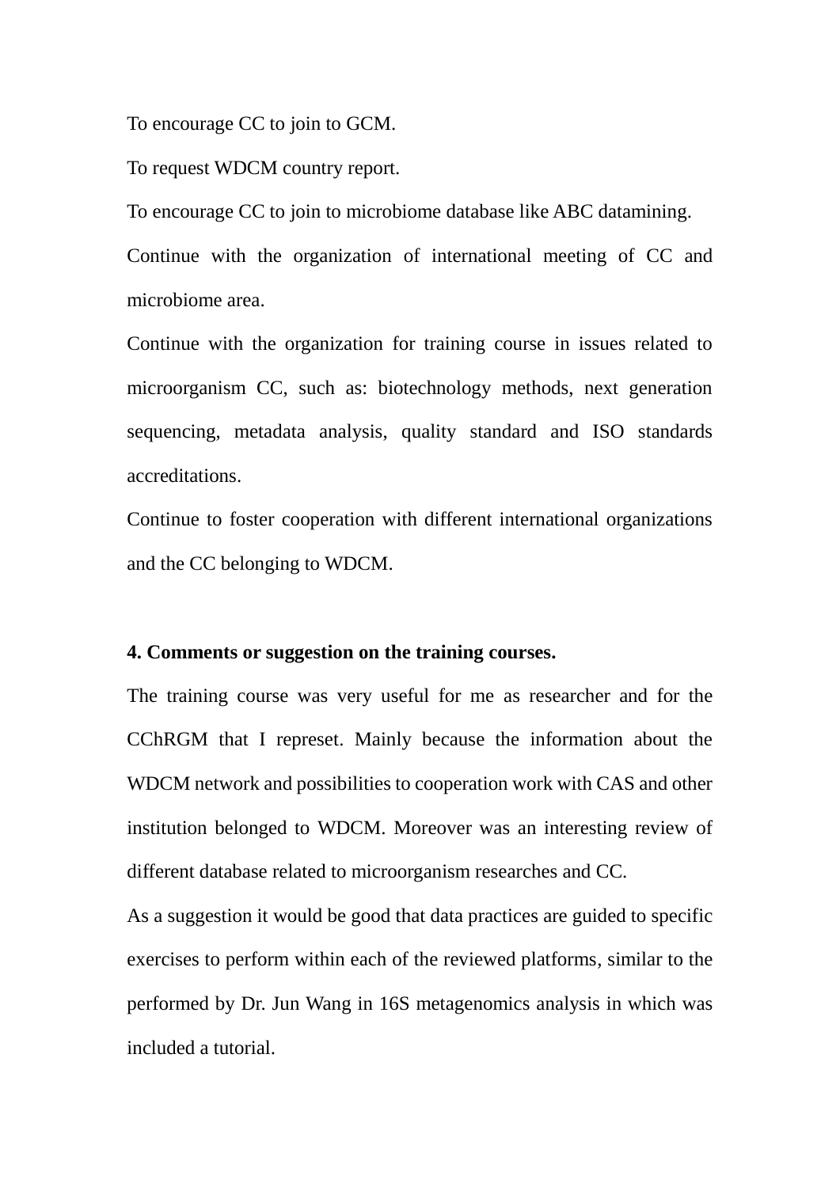To encourage CC to join to GCM.

To request WDCM country report.

To encourage CC to join to microbiome database like ABC datamining.

Continue with the organization of international meeting of CC and microbiome area.

Continue with the organization for training course in issues related to microorganism CC, such as: biotechnology methods, next generation sequencing, metadata analysis, quality standard and ISO standards accreditations.

Continue to foster cooperation with different international organizations and the CC belonging to WDCM.

**4. Comments or suggestion on the training courses.**

The training course was very useful for me as researcher and for the CChRGM that I represet. Mainly because the information about the WDCM network and possibilities to cooperation work with CAS and other institution belonged to WDCM. Moreover was an interesting review of different database related to microorganism researches and CC.

As a suggestion it would be good that data practices are guided to specific exercises to perform within each of the reviewed platforms, similar to the performed by Dr. Jun Wang in 16S metagenomics analysis in which was included a tutorial.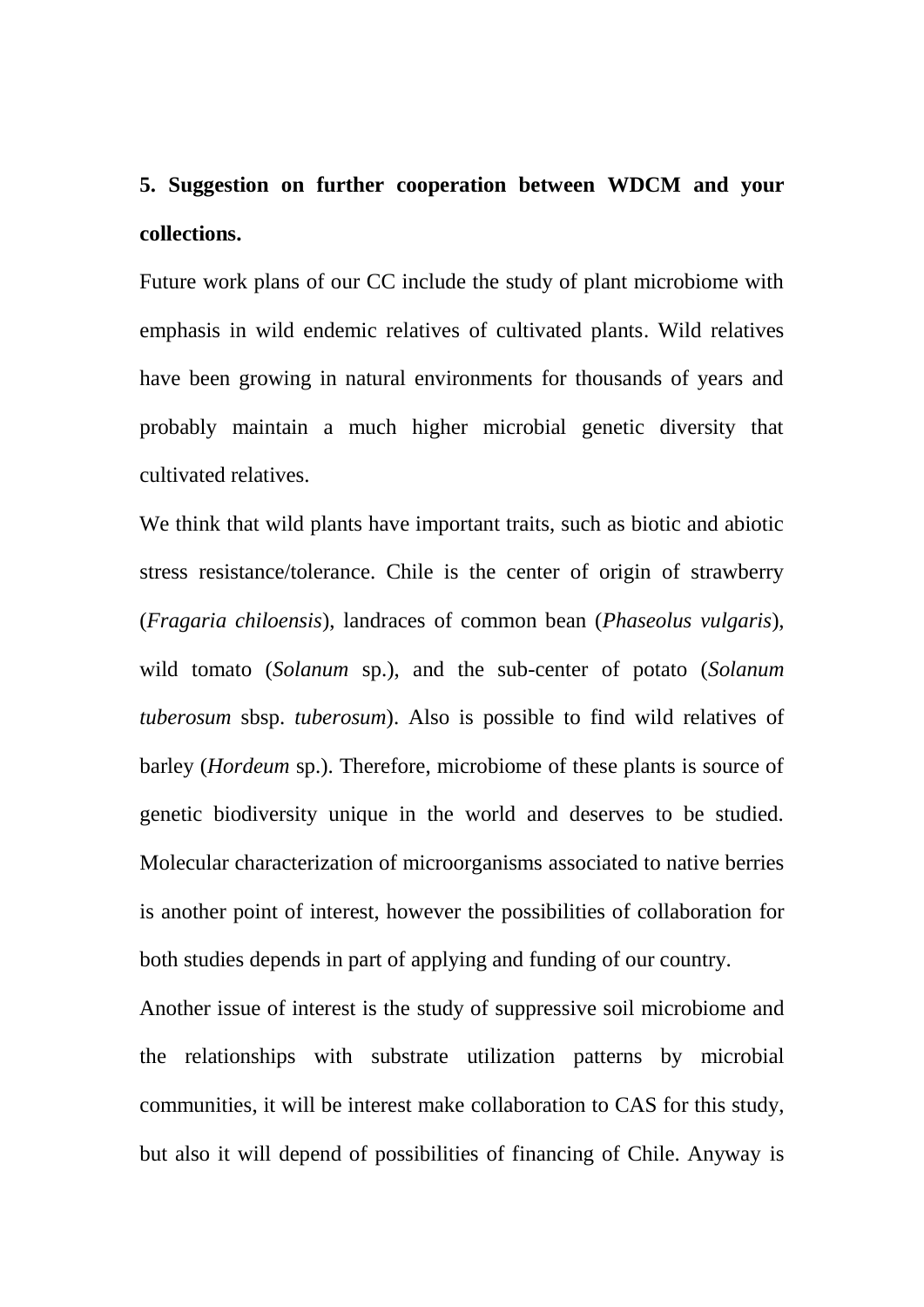**5. Suggestion on further cooperation between WDCM and your collections.**

Future work plans of our CC include the study of plant microbiome with emphasis in wild endemic relatives of cultivated plants. Wild relatives have been growing in natural environments for thousands of years and probably maintain a much higher microbial genetic diversity that cultivated relatives.

We think that wild plants have important traits, such as biotic and abiotic stress resistance/tolerance. Chile is the center of origin of strawberry (*Fragaria chiloensis*), landraces of common bean (*Phaseolus vulgaris*), wild tomato (*Solanum* sp.), and the sub-center of potato (*Solanum tuberosum* sbsp. *tuberosum*). Also is possible to find wild relatives of barley (*Hordeum* sp.). Therefore, microbiome of these plants is source of genetic biodiversity unique in the world and deserves to be studied. Molecular characterization of microorganisms associated to native berries is another point of interest, however the possibilities of collaboration for both studies depends in part of applying and funding of our country.

Another issue of interest is the study of suppressive soil microbiome and the relationships with substrate utilization patterns by microbial communities, it will be interest make collaboration to CAS for this study, but also it will depend of possibilities of financing of Chile. Anyway is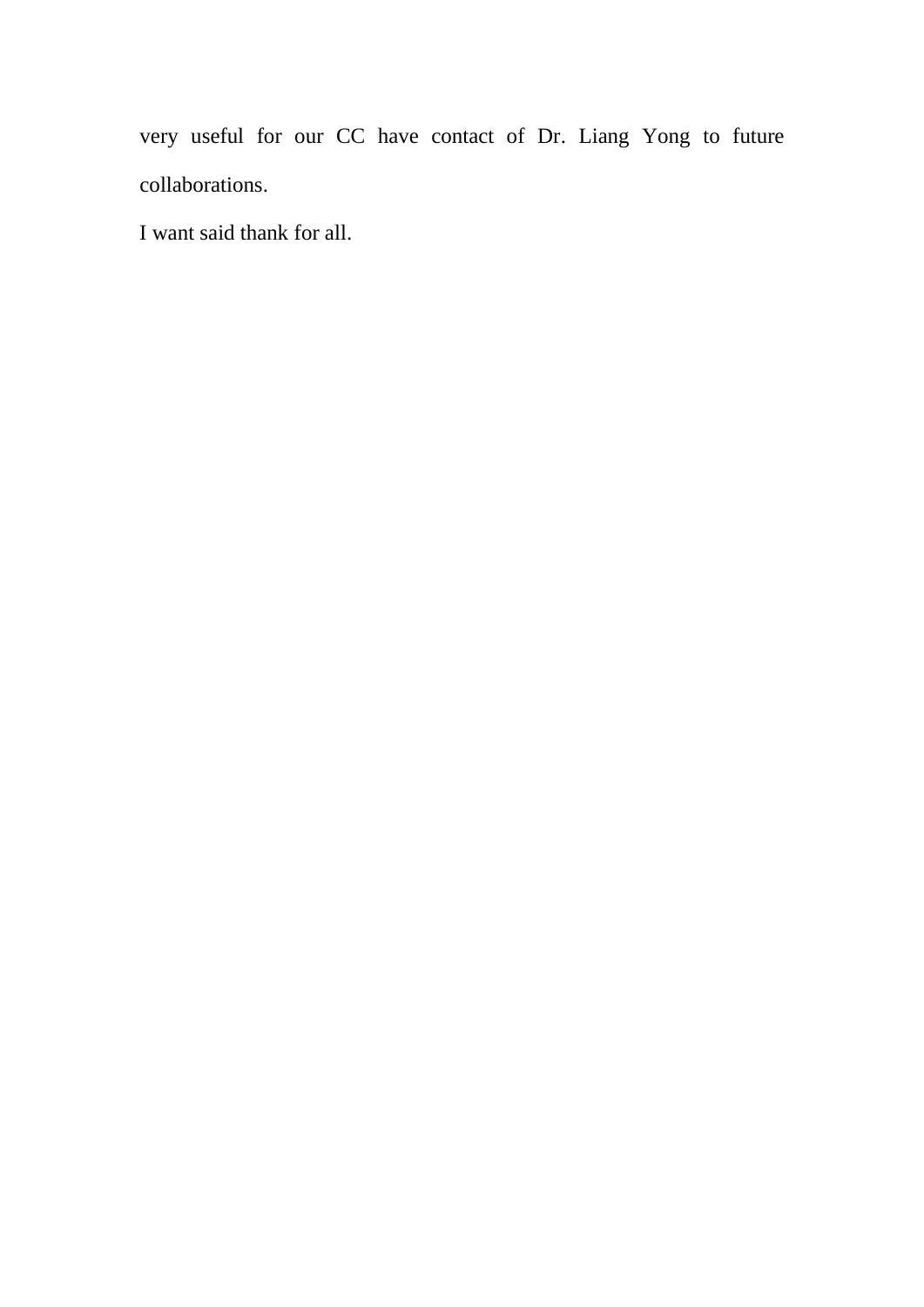very useful for our CC have contact of Dr. Liang Yong to future collaborations.

I want said thank for all.